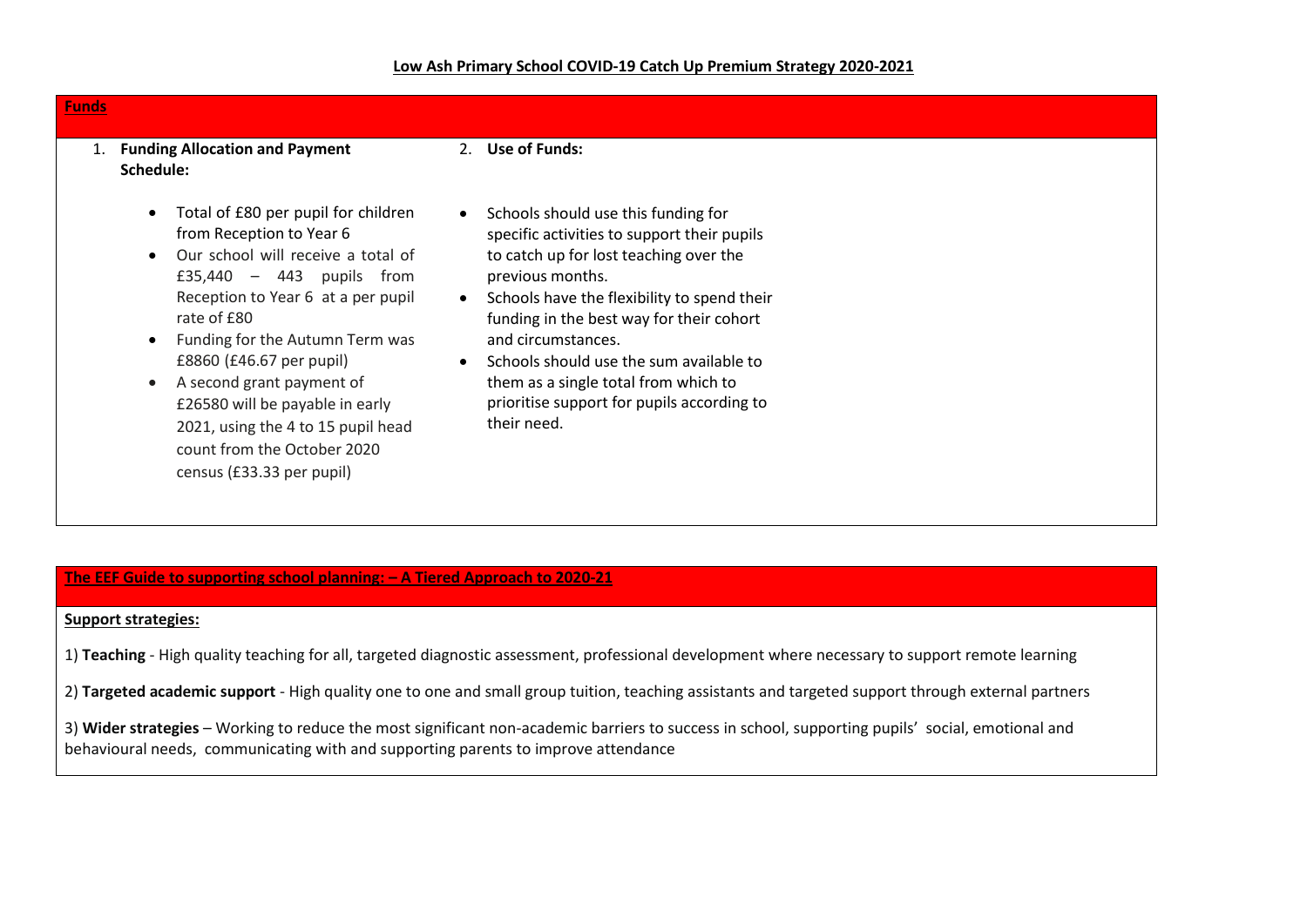# Low Ash Primary School COVID-19 Catch Up Premium Strategy 2020-2021

## Funds

1. **Funding Allocation and Payment Schedule:**

   - Total of £80 per pupil for children from Reception to Year 6
   - Our school will receive a total of £35,440 – 443 pupils from Reception to Year 6 at a per pupil rate of £80
   - Funding for the Autumn Term was £8860 (£46.67 per pupil)
   - A second grant payment of £26580 will be payable in early 2021, using the 4 to 15 pupil head count from the October 2020 census (£33.33 per pupil)

2. **Use of Funds:**

   - Schools should use this funding for specific activities to support their pupils to catch up for lost teaching over the previous months.
   - Schools have the flexibility to spend their funding in the best way for their cohort and circumstances.
   - Schools should use the sum available to them as a single total from which to prioritise support for pupils according to their need.

## The EEF Guide to supporting school planning: – A Tiered Approach to 2020-21

**Support strategies:**

1) **Teaching** - High quality teaching for all, targeted diagnostic assessment, professional development where necessary to support remote learning

2) **Targeted academic support** - High quality one to one and small group tuition, teaching assistants and targeted support through external partners

3) **Wider strategies** – Working to reduce the most significant non-academic barriers to success in school, supporting pupils' social, emotional and behavioural needs, communicating with and supporting parents to improve attendance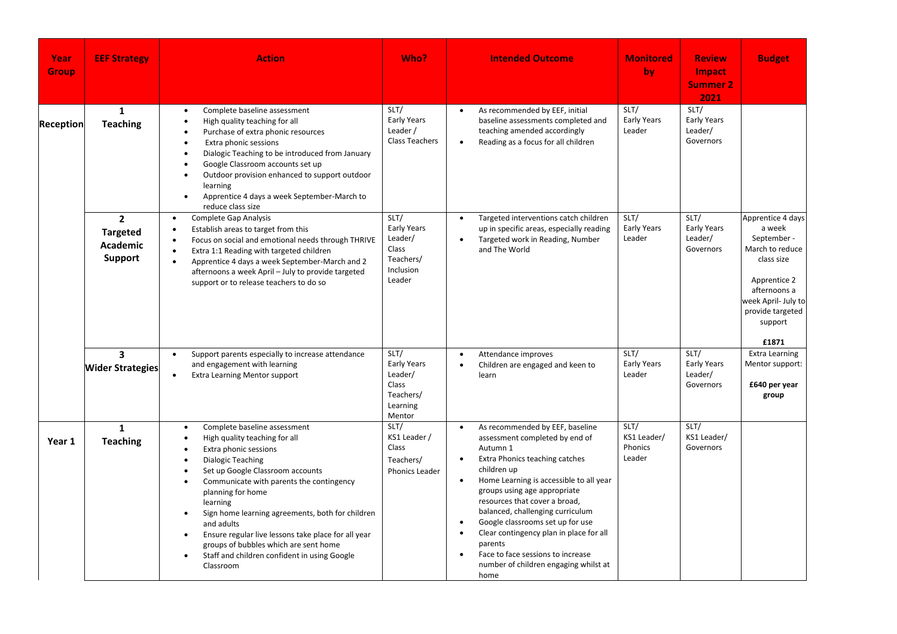| Year Group | EEF Strategy | Action | Who? | Intended Outcome | Monitored by | Review Impact Summer 2 2021 | Budget |
|---|---|---|---|---|---|---|---|
| Reception | 1 **Teaching** | • Complete baseline assessment<br>• High quality teaching for all<br>• Purchase of extra phonic resources<br>• Extra phonic sessions<br>• Dialogic Teaching to be introduced from January<br>• Google Classroom accounts set up<br>• Outdoor provision enhanced to support outdoor learning<br>• Apprentice 4 days a week September-March to reduce class size | SLT/ Early Years Leader / Class Teachers | • As recommended by EEF, initial baseline assessments completed and teaching amended accordingly<br>• Reading as a focus for all children | SLT/ Early Years Leader | SLT/ Early Years Leader/ Governors | |
| | 2 **Targeted Academic Support** | • Complete Gap Analysis<br>• Establish areas to target from this<br>• Focus on social and emotional needs through THRIVE<br>• Extra 1:1 Reading with targeted children<br>• Apprentice 4 days a week September-March and 2 afternoons a week April – July to provide targeted support or to release teachers to do so | SLT/ Early Years Leader/ Class Teachers/ Inclusion Leader | • Targeted interventions catch children up in specific areas, especially reading<br>• Targeted work in Reading, Number and The World | SLT/ Early Years Leader | SLT/ Early Years Leader/ Governors | Apprentice 4 days a week September - March to reduce class size<br><br>Apprentice 2 afternoons a week April- July to provide targeted support<br><br>**£1871** |
| | 3 **Wider Strategies** | • Support parents especially to increase attendance and engagement with learning<br>• Extra Learning Mentor support | SLT/ Early Years Leader/ Class Teachers/ Learning Mentor | • Attendance improves<br>• Children are engaged and keen to learn | SLT/ Early Years Leader | SLT/ Early Years Leader/ Governors | Extra Learning Mentor support:<br><br>**£640 per year group** |
| Year 1 | 1 **Teaching** | • Complete baseline assessment<br>• High quality teaching for all<br>• Extra phonic sessions<br>• Dialogic Teaching<br>• Set up Google Classroom accounts<br>• Communicate with parents the contingency planning for home learning<br>• Sign home learning agreements, both for children and adults<br>• Ensure regular live lessons take place for all year groups of bubbles which are sent home<br>• Staff and children confident in using Google Classroom | SLT/ KS1 Leader / Class Teachers/ Phonics Leader | • As recommended by EEF, baseline assessment completed by end of Autumn 1<br>• Extra Phonics teaching catches children up<br>• Home Learning is accessible to all year groups using age appropriate resources that cover a broad, balanced, challenging curriculum<br>• Google classrooms set up for use<br>• Clear contingency plan in place for all parents<br>• Face to face sessions to increase number of children engaging whilst at home | SLT/ KS1 Leader/ Phonics Leader | SLT/ KS1 Leader/ Governors | |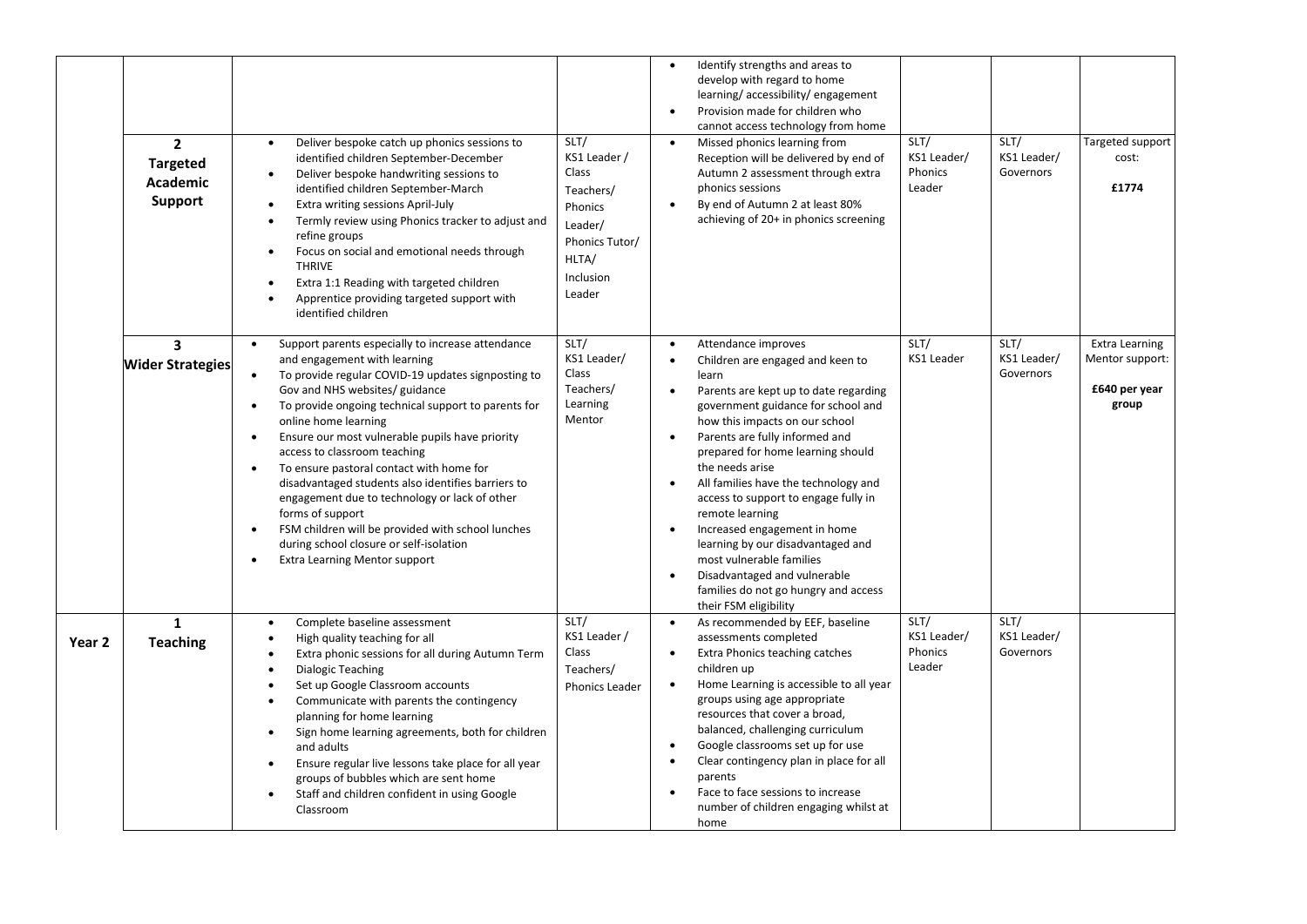| | | | | | | | |
|---|---|---|---|---|---|---|---|
| | | | | • Identify strengths and areas to develop with regard to home learning/ accessibility/ engagement<br>• Provision made for children who cannot access technology from home | | | |
| | **2**<br>**Targeted Academic Support** | • Deliver bespoke catch up phonics sessions to identified children September-December<br>• Deliver bespoke handwriting sessions to identified children September-March<br>• Extra writing sessions April-July<br>• Termly review using Phonics tracker to adjust and refine groups<br>• Focus on social and emotional needs through THRIVE<br>• Extra 1:1 Reading with targeted children<br>• Apprentice providing targeted support with identified children | SLT/ KS1 Leader / Class Teachers/ Phonics Leader/ Phonics Tutor/ HLTA/ Inclusion Leader | • Missed phonics learning from Reception will be delivered by end of Autumn 2 assessment through extra phonics sessions<br>• By end of Autumn 2 at least 80% achieving of 20+ in phonics screening | SLT/ KS1 Leader/ Phonics Leader | SLT/ KS1 Leader/ Governors | Targeted support cost:<br>**£1774** |
| | **3**<br>**Wider Strategies** | • Support parents especially to increase attendance and engagement with learning<br>• To provide regular COVID-19 updates signposting to Gov and NHS websites/ guidance<br>• To provide ongoing technical support to parents for online home learning<br>• Ensure our most vulnerable pupils have priority access to classroom teaching<br>• To ensure pastoral contact with home for disadvantaged students also identifies barriers to engagement due to technology or lack of other forms of support<br>• FSM children will be provided with school lunches during school closure or self-isolation<br>• Extra Learning Mentor support | SLT/ KS1 Leader/ Class Teachers/ Learning Mentor | • Attendance improves<br>• Children are engaged and keen to learn<br>• Parents are kept up to date regarding government guidance for school and how this impacts on our school<br>• Parents are fully informed and prepared for home learning should the needs arise<br>• All families have the technology and access to support to engage fully in remote learning<br>• Increased engagement in home learning by our disadvantaged and most vulnerable families<br>• Disadvantaged and vulnerable families do not go hungry and access their FSM eligibility | SLT/ KS1 Leader | SLT/ KS1 Leader/ Governors | Extra Learning Mentor support:<br>**£640 per year group** |
| **Year 2** | **1**<br>**Teaching** | • Complete baseline assessment<br>• High quality teaching for all<br>• Extra phonic sessions for all during Autumn Term<br>• Dialogic Teaching<br>• Set up Google Classroom accounts<br>• Communicate with parents the contingency planning for home learning<br>• Sign home learning agreements, both for children and adults<br>• Ensure regular live lessons take place for all year groups of bubbles which are sent home<br>• Staff and children confident in using Google Classroom | SLT/ KS1 Leader / Class Teachers/ Phonics Leader | • As recommended by EEF, baseline assessments completed<br>• Extra Phonics teaching catches children up<br>• Home Learning is accessible to all year groups using age appropriate resources that cover a broad, balanced, challenging curriculum<br>• Google classrooms set up for use<br>• Clear contingency plan in place for all parents<br>• Face to face sessions to increase number of children engaging whilst at home | SLT/ KS1 Leader/ Phonics Leader | SLT/ KS1 Leader/ Governors | |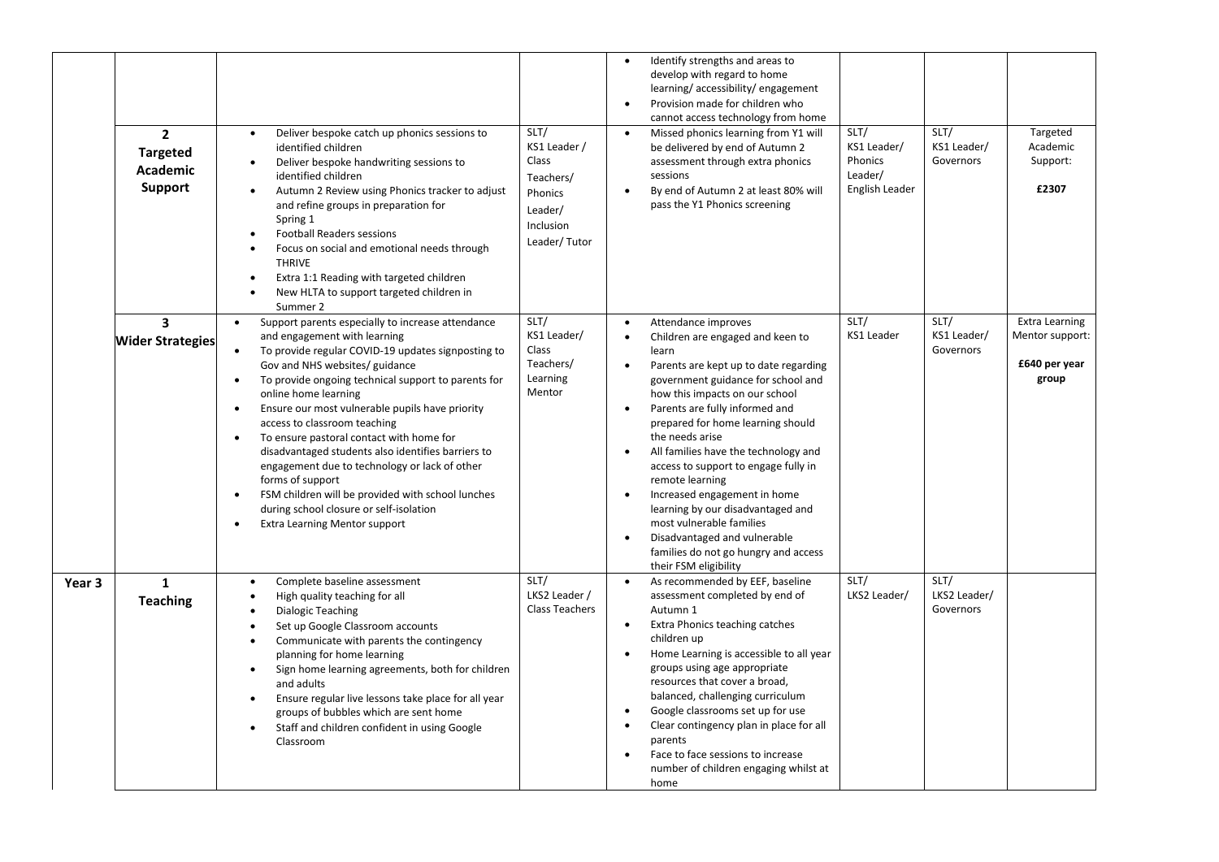| | | | | | | | |
|---|---|---|---|---|---|---|---|
| | | | | • Identify strengths and areas to develop with regard to home learning/ accessibility/ engagement<br>• Provision made for children who cannot access technology from home | | | |
| | **2**<br>**Targeted Academic Support** | • Deliver bespoke catch up phonics sessions to identified children<br>• Deliver bespoke handwriting sessions to identified children<br>• Autumn 2 Review using Phonics tracker to adjust and refine groups in preparation for Spring 1<br>• Football Readers sessions<br>• Focus on social and emotional needs through THRIVE<br>• Extra 1:1 Reading with targeted children<br>• New HLTA to support targeted children in Summer 2 | SLT/ KS1 Leader / Class Teachers/ Phonics Leader/ Inclusion Leader/ Tutor | • Missed phonics learning from Y1 will be delivered by end of Autumn 2 assessment through extra phonics sessions<br>• By end of Autumn 2 at least 80% will pass the Y1 Phonics screening | SLT/ KS1 Leader/ Phonics Leader/ English Leader | SLT/ KS1 Leader/ Governors | Targeted Academic Support:<br>**£2307** |
| | **3**<br>**Wider Strategies** | • Support parents especially to increase attendance and engagement with learning<br>• To provide regular COVID-19 updates signposting to Gov and NHS websites/ guidance<br>• To provide ongoing technical support to parents for online home learning<br>• Ensure our most vulnerable pupils have priority access to classroom teaching<br>• To ensure pastoral contact with home for disadvantaged students also identifies barriers to engagement due to technology or lack of other forms of support<br>• FSM children will be provided with school lunches during school closure or self-isolation<br>• Extra Learning Mentor support | SLT/ KS1 Leader/ Class Teachers/ Learning Mentor | • Attendance improves<br>• Children are engaged and keen to learn<br>• Parents are kept up to date regarding government guidance for school and how this impacts on our school<br>• Parents are fully informed and prepared for home learning should the needs arise<br>• All families have the technology and access to support to engage fully in remote learning<br>• Increased engagement in home learning by our disadvantaged and most vulnerable families<br>• Disadvantaged and vulnerable families do not go hungry and access their FSM eligibility | SLT/ KS1 Leader | SLT/ KS1 Leader/ Governors | Extra Learning Mentor support:<br>**£640 per year group** |
| **Year 3** | **1**<br>**Teaching** | • Complete baseline assessment<br>• High quality teaching for all<br>• Dialogic Teaching<br>• Set up Google Classroom accounts<br>• Communicate with parents the contingency planning for home learning<br>• Sign home learning agreements, both for children and adults<br>• Ensure regular live lessons take place for all year groups of bubbles which are sent home<br>• Staff and children confident in using Google Classroom | SLT/ LKS2 Leader / Class Teachers | • As recommended by EEF, baseline assessment completed by end of Autumn 1<br>• Extra Phonics teaching catches children up<br>• Home Learning is accessible to all year groups using age appropriate resources that cover a broad, balanced, challenging curriculum<br>• Google classrooms set up for use<br>• Clear contingency plan in place for all parents<br>• Face to face sessions to increase number of children engaging whilst at home | SLT/ LKS2 Leader/ | SLT/ LKS2 Leader/ Governors | |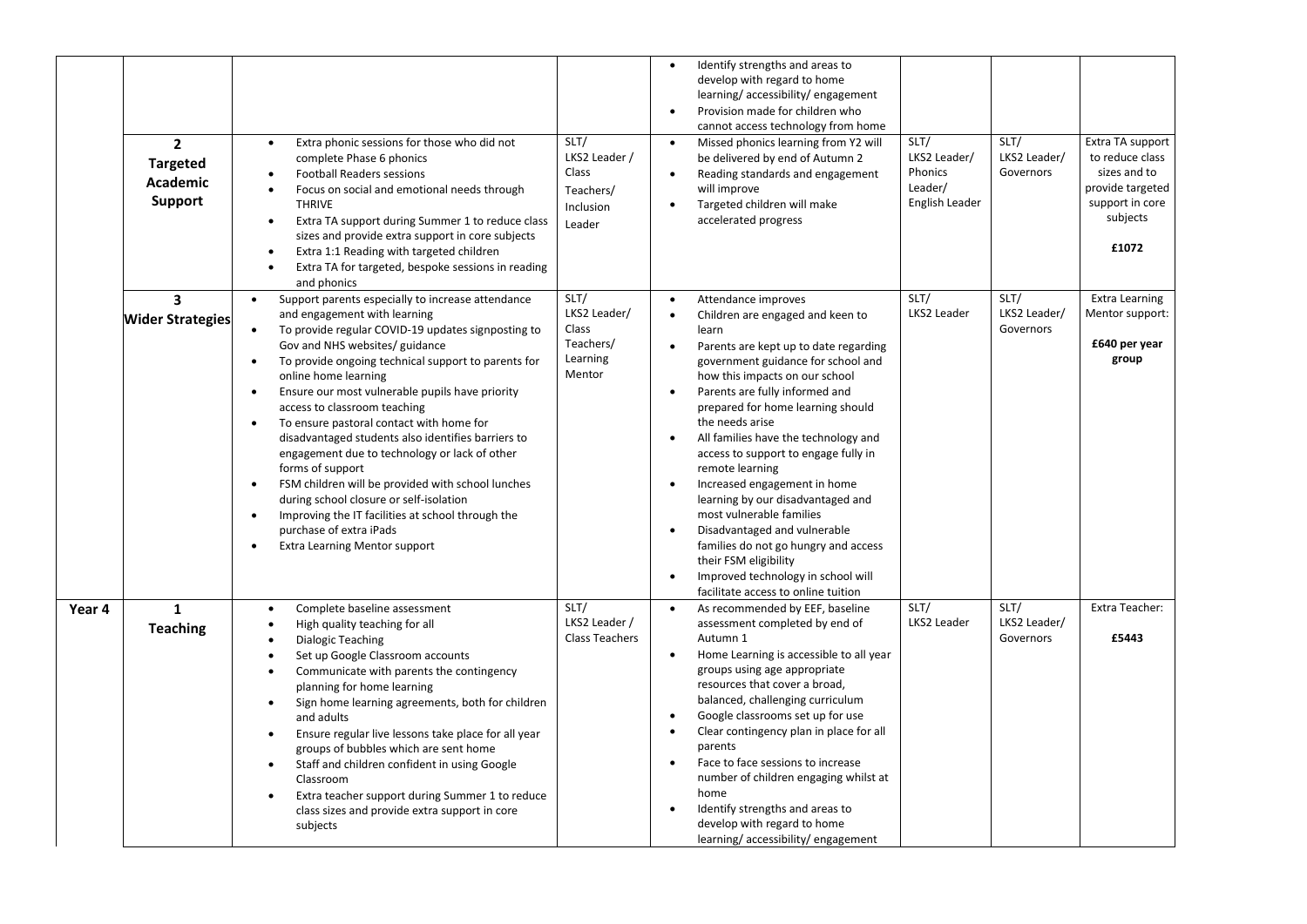| | | | | | | | |
|---|---|---|---|---|---|---|---|
| | | | | • Identify strengths and areas to develop with regard to home learning/ accessibility/ engagement<br>• Provision made for children who cannot access technology from home | | | |
| | **2**<br>**Targeted Academic Support** | • Extra phonic sessions for those who did not complete Phase 6 phonics<br>• Football Readers sessions<br>• Focus on social and emotional needs through THRIVE<br>• Extra TA support during Summer 1 to reduce class sizes and provide extra support in core subjects<br>• Extra 1:1 Reading with targeted children<br>• Extra TA for targeted, bespoke sessions in reading and phonics | SLT/ LKS2 Leader / Class Teachers/ Inclusion Leader | • Missed phonics learning from Y2 will be delivered by end of Autumn 2<br>• Reading standards and engagement will improve<br>• Targeted children will make accelerated progress | SLT/ LKS2 Leader/ Phonics Leader/ English Leader | SLT/ LKS2 Leader/ Governors | Extra TA support to reduce class sizes and to provide targeted support in core subjects<br><br>**£1072** |
| | **3**<br>**Wider Strategies** | • Support parents especially to increase attendance and engagement with learning<br>• To provide regular COVID-19 updates signposting to Gov and NHS websites/ guidance<br>• To provide ongoing technical support to parents for online home learning<br>• Ensure our most vulnerable pupils have priority access to classroom teaching<br>• To ensure pastoral contact with home for disadvantaged students also identifies barriers to engagement due to technology or lack of other forms of support<br>• FSM children will be provided with school lunches during school closure or self-isolation<br>• Improving the IT facilities at school through the purchase of extra iPads<br>• Extra Learning Mentor support | SLT/ LKS2 Leader/ Class Teachers/ Learning Mentor | • Attendance improves<br>• Children are engaged and keen to learn<br>• Parents are kept up to date regarding government guidance for school and how this impacts on our school<br>• Parents are fully informed and prepared for home learning should the needs arise<br>• All families have the technology and access to support to engage fully in remote learning<br>• Increased engagement in home learning by our disadvantaged and most vulnerable families<br>• Disadvantaged and vulnerable families do not go hungry and access their FSM eligibility<br>• Improved technology in school will facilitate access to online tuition | SLT/ LKS2 Leader | SLT/ LKS2 Leader/ Governors | Extra Learning Mentor support:<br><br>**£640 per year group** |
| **Year 4** | **1**<br>**Teaching** | • Complete baseline assessment<br>• High quality teaching for all<br>• Dialogic Teaching<br>• Set up Google Classroom accounts<br>• Communicate with parents the contingency planning for home learning<br>• Sign home learning agreements, both for children and adults<br>• Ensure regular live lessons take place for all year groups of bubbles which are sent home<br>• Staff and children confident in using Google Classroom<br>• Extra teacher support during Summer 1 to reduce class sizes and provide extra support in core subjects | SLT/ LKS2 Leader / Class Teachers | • As recommended by EEF, baseline assessment completed by end of Autumn 1<br>• Home Learning is accessible to all year groups using age appropriate resources that cover a broad, balanced, challenging curriculum<br>• Google classrooms set up for use<br>• Clear contingency plan in place for all parents<br>• Face to face sessions to increase number of children engaging whilst at home<br>• Identify strengths and areas to develop with regard to home learning/ accessibility/ engagement | SLT/ LKS2 Leader | SLT/ LKS2 Leader/ Governors | Extra Teacher:<br><br>**£5443** |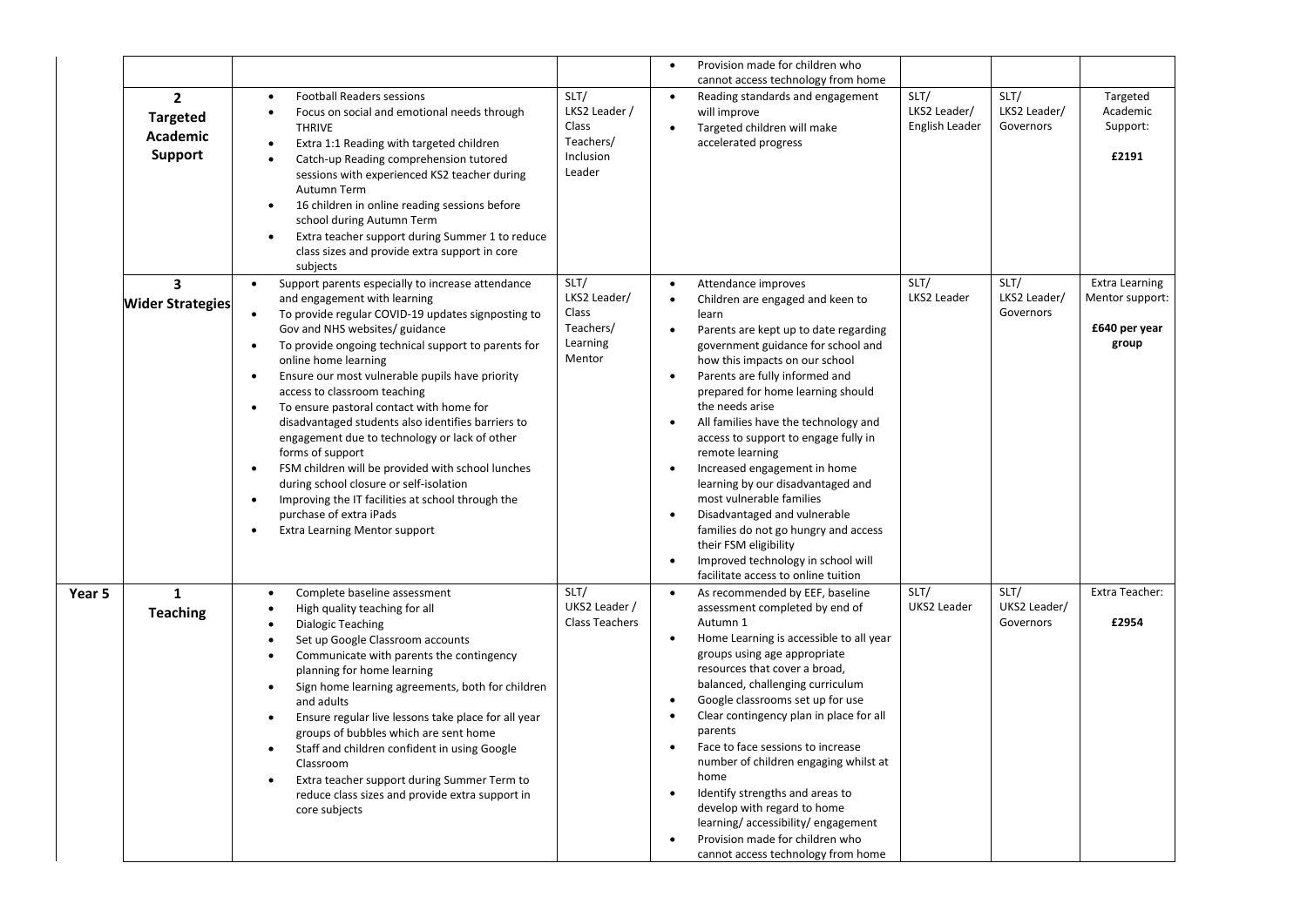| | | | | | | | |
|---|---|---|---|---|---|---|---|
| | | | | • Provision made for children who cannot access technology from home | | | |
| | **2 Targeted Academic Support** | • Football Readers sessions<br>• Focus on social and emotional needs through THRIVE<br>• Extra 1:1 Reading with targeted children<br>• Catch-up Reading comprehension tutored sessions with experienced KS2 teacher during Autumn Term<br>• 16 children in online reading sessions before school during Autumn Term<br>• Extra teacher support during Summer 1 to reduce class sizes and provide extra support in core subjects | SLT/ LKS2 Leader / Class Teachers/ Inclusion Leader | • Reading standards and engagement will improve<br>• Targeted children will make accelerated progress | SLT/ LKS2 Leader/ English Leader | SLT/ LKS2 Leader/ Governors | Targeted Academic Support: **£2191** |
| | **3 Wider Strategies** | • Support parents especially to increase attendance and engagement with learning<br>• To provide regular COVID-19 updates signposting to Gov and NHS websites/ guidance<br>• To provide ongoing technical support to parents for online home learning<br>• Ensure our most vulnerable pupils have priority access to classroom teaching<br>• To ensure pastoral contact with home for disadvantaged students also identifies barriers to engagement due to technology or lack of other forms of support<br>• FSM children will be provided with school lunches during school closure or self-isolation<br>• Improving the IT facilities at school through the purchase of extra iPads<br>• Extra Learning Mentor support | SLT/ LKS2 Leader/ Class Teachers/ Learning Mentor | • Attendance improves<br>• Children are engaged and keen to learn<br>• Parents are kept up to date regarding government guidance for school and how this impacts on our school<br>• Parents are fully informed and prepared for home learning should the needs arise<br>• All families have the technology and access to support to engage fully in remote learning<br>• Increased engagement in home learning by our disadvantaged and most vulnerable families<br>• Disadvantaged and vulnerable families do not go hungry and access their FSM eligibility<br>• Improved technology in school will facilitate access to online tuition | SLT/ LKS2 Leader | SLT/ LKS2 Leader/ Governors | Extra Learning Mentor support: **£640 per year group** |
| **Year 5** | **1 Teaching** | • Complete baseline assessment<br>• High quality teaching for all<br>• Dialogic Teaching<br>• Set up Google Classroom accounts<br>• Communicate with parents the contingency planning for home learning<br>• Sign home learning agreements, both for children and adults<br>• Ensure regular live lessons take place for all year groups of bubbles which are sent home<br>• Staff and children confident in using Google Classroom<br>• Extra teacher support during Summer Term to reduce class sizes and provide extra support in core subjects | SLT/ UKS2 Leader / Class Teachers | • As recommended by EEF, baseline assessment completed by end of Autumn 1<br>• Home Learning is accessible to all year groups using age appropriate resources that cover a broad, balanced, challenging curriculum<br>• Google classrooms set up for use<br>• Clear contingency plan in place for all parents<br>• Face to face sessions to increase number of children engaging whilst at home<br>• Identify strengths and areas to develop with regard to home learning/ accessibility/ engagement<br>• Provision made for children who cannot access technology from home | SLT/ UKS2 Leader | SLT/ UKS2 Leader/ Governors | Extra Teacher: **£2954** |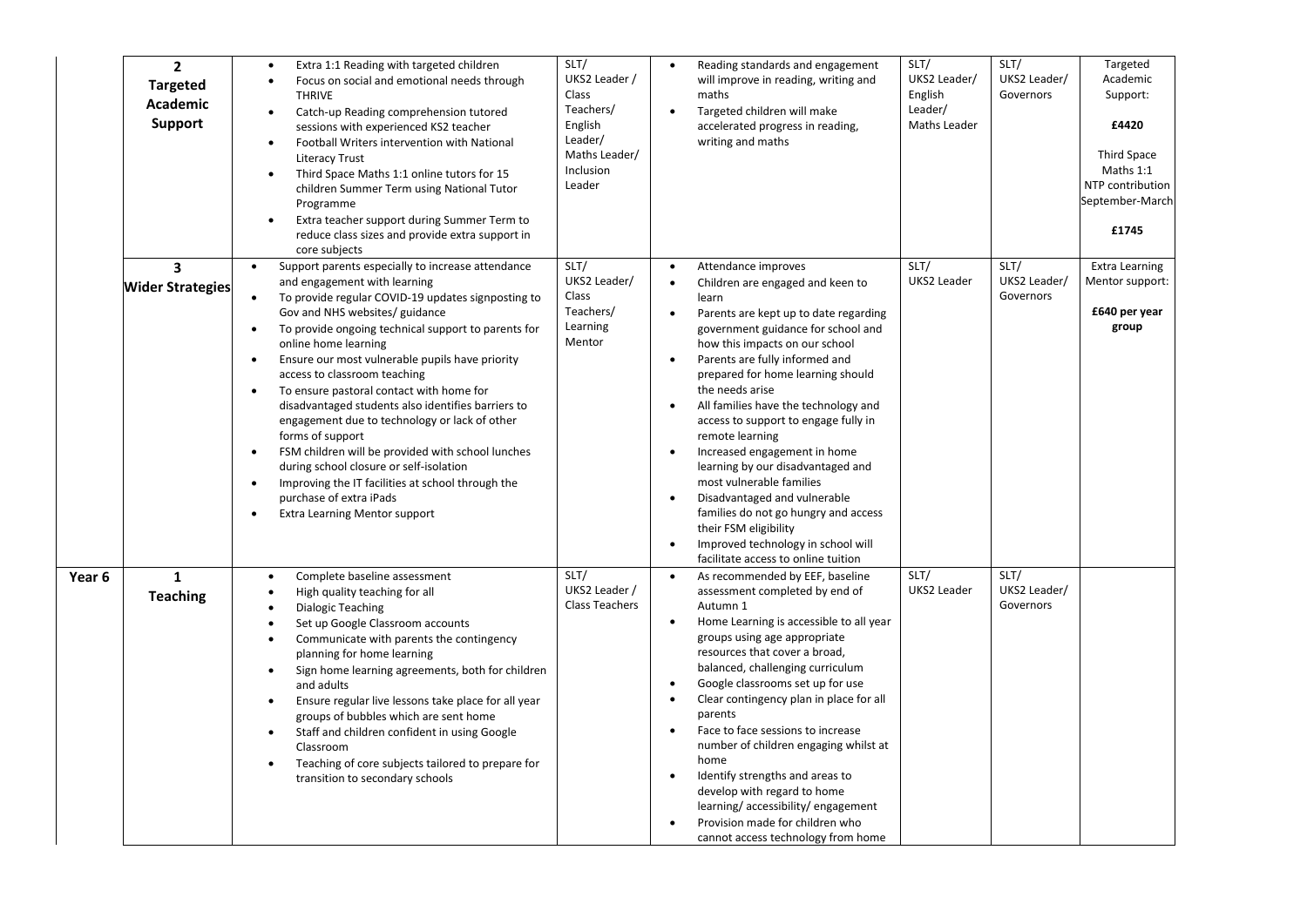| | | | | | | | |
|---|---|---|---|---|---|---|---|
| | **2** **Targeted Academic Support** | • Extra 1:1 Reading with targeted children<br>• Focus on social and emotional needs through THRIVE<br>• Catch-up Reading comprehension tutored sessions with experienced KS2 teacher<br>• Football Writers intervention with National Literacy Trust<br>• Third Space Maths 1:1 online tutors for 15 children Summer Term using National Tutor Programme<br>• Extra teacher support during Summer Term to reduce class sizes and provide extra support in core subjects | SLT/ UKS2 Leader / Class Teachers/ English Leader/ Maths Leader/ Inclusion Leader | • Reading standards and engagement will improve in reading, writing and maths<br>• Targeted children will make accelerated progress in reading, writing and maths | SLT/ UKS2 Leader/ English Leader/ Maths Leader | SLT/ UKS2 Leader/ Governors | Targeted Academic Support:<br>**£4420**<br>Third Space Maths 1:1 NTP contribution September-March<br>**£1745** |
| | **3** **Wider Strategies** | • Support parents especially to increase attendance and engagement with learning<br>• To provide regular COVID-19 updates signposting to Gov and NHS websites/ guidance<br>• To provide ongoing technical support to parents for online home learning<br>• Ensure our most vulnerable pupils have priority access to classroom teaching<br>• To ensure pastoral contact with home for disadvantaged students also identifies barriers to engagement due to technology or lack of other forms of support<br>• FSM children will be provided with school lunches during school closure or self-isolation<br>• Improving the IT facilities at school through the purchase of extra iPads<br>• Extra Learning Mentor support | SLT/ UKS2 Leader/ Class Teachers/ Learning Mentor | • Attendance improves<br>• Children are engaged and keen to learn<br>• Parents are kept up to date regarding government guidance for school and how this impacts on our school<br>• Parents are fully informed and prepared for home learning should the needs arise<br>• All families have the technology and access to support to engage fully in remote learning<br>• Increased engagement in home learning by our disadvantaged and most vulnerable families<br>• Disadvantaged and vulnerable families do not go hungry and access their FSM eligibility<br>• Improved technology in school will facilitate access to online tuition | SLT/ UKS2 Leader | SLT/ UKS2 Leader/ Governors | Extra Learning Mentor support:<br>**£640 per year group** |
| **Year 6** | **1** **Teaching** | • Complete baseline assessment<br>• High quality teaching for all<br>• Dialogic Teaching<br>• Set up Google Classroom accounts<br>• Communicate with parents the contingency planning for home learning<br>• Sign home learning agreements, both for children and adults<br>• Ensure regular live lessons take place for all year groups of bubbles which are sent home<br>• Staff and children confident in using Google Classroom<br>• Teaching of core subjects tailored to prepare for transition to secondary schools | SLT/ UKS2 Leader / Class Teachers | • As recommended by EEF, baseline assessment completed by end of Autumn 1<br>• Home Learning is accessible to all year groups using age appropriate resources that cover a broad, balanced, challenging curriculum<br>• Google classrooms set up for use<br>• Clear contingency plan in place for all parents<br>• Face to face sessions to increase number of children engaging whilst at home<br>• Identify strengths and areas to develop with regard to home learning/ accessibility/ engagement<br>• Provision made for children who cannot access technology from home | SLT/ UKS2 Leader | SLT/ UKS2 Leader/ Governors | |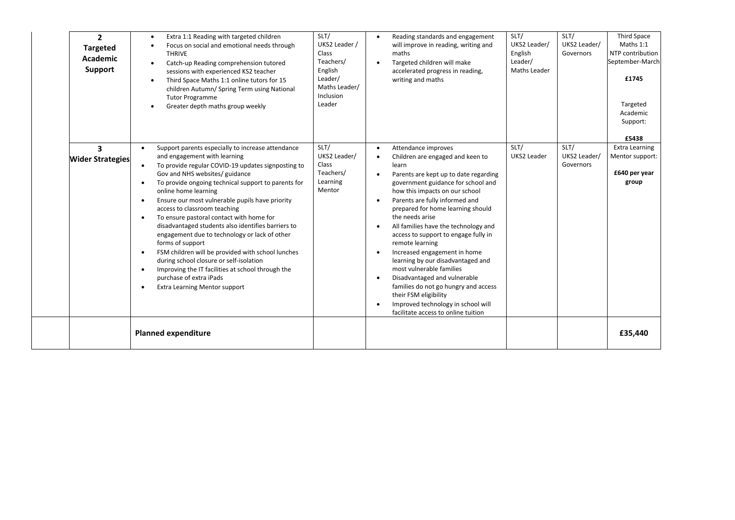| | | | | | | | |
|---|---|---|---|---|---|---|---|
| | **2 Targeted Academic Support** | • Extra 1:1 Reading with targeted children<br>• Focus on social and emotional needs through THRIVE<br>• Catch-up Reading comprehension tutored sessions with experienced KS2 teacher<br>• Third Space Maths 1:1 online tutors for 15 children Autumn/ Spring Term using National Tutor Programme<br>• Greater depth maths group weekly | SLT/ UKS2 Leader / Class Teachers/ English Leader/ Maths Leader/ Inclusion Leader | • Reading standards and engagement will improve in reading, writing and maths<br>• Targeted children will make accelerated progress in reading, writing and maths | SLT/ UKS2 Leader/ English Leader/ Maths Leader | SLT/ UKS2 Leader/ Governors | Third Space Maths 1:1 NTP contribution September-March<br><br>**£1745**<br><br>Targeted Academic Support:<br><br>**£5438** |
| | **3 Wider Strategies** | • Support parents especially to increase attendance and engagement with learning<br>• To provide regular COVID-19 updates signposting to Gov and NHS websites/ guidance<br>• To provide ongoing technical support to parents for online home learning<br>• Ensure our most vulnerable pupils have priority access to classroom teaching<br>• To ensure pastoral contact with home for disadvantaged students also identifies barriers to engagement due to technology or lack of other forms of support<br>• FSM children will be provided with school lunches during school closure or self-isolation<br>• Improving the IT facilities at school through the purchase of extra iPads<br>• Extra Learning Mentor support | SLT/ UKS2 Leader/ Class Teachers/ Learning Mentor | • Attendance improves<br>• Children are engaged and keen to learn<br>• Parents are kept up to date regarding government guidance for school and how this impacts on our school<br>• Parents are fully informed and prepared for home learning should the needs arise<br>• All families have the technology and access to support to engage fully in remote learning<br>• Increased engagement in home learning by our disadvantaged and most vulnerable families<br>• Disadvantaged and vulnerable families do not go hungry and access their FSM eligibility<br>• Improved technology in school will facilitate access to online tuition | SLT/ UKS2 Leader | SLT/ UKS2 Leader/ Governors | Extra Learning Mentor support:<br><br>**£640 per year group** |
| | | **Planned expenditure** | | | | | **£35,440** |